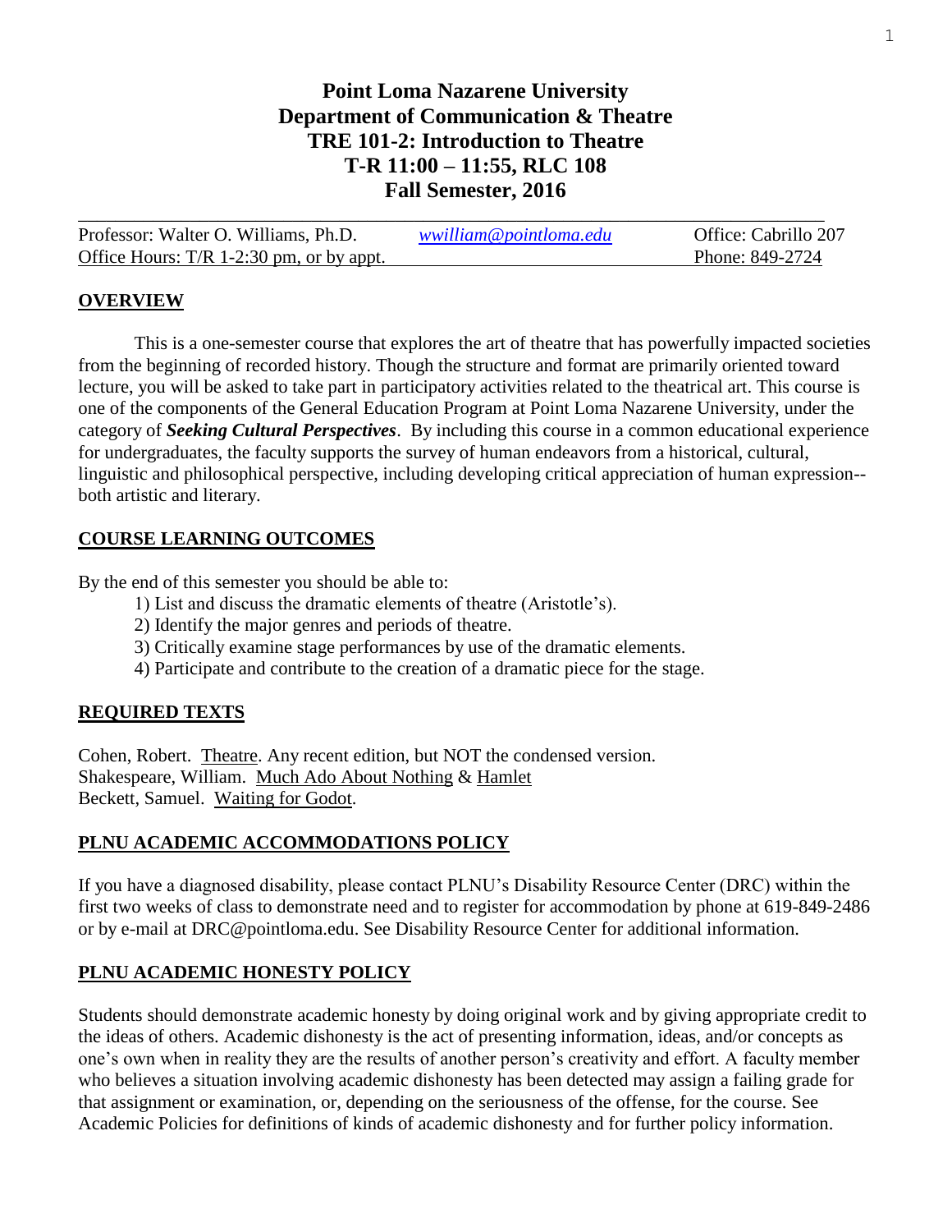# Point Loma Nazarene University
# Department of Communication & Theatre
# TRE 101-2: Introduction to Theatre
# T-R 11:00 – 11:55, RLC 108
# Fall Semester, 2016

| Professor: Walter O. Williams, Ph.D. | *wwilliam@pointloma.edu* | Office: Cabrillo 207 |
|---|---|---|
| Office Hours: T/R 1-2:30 pm, or by appt. | | Phone: 849-2724 |

## OVERVIEW

This is a one-semester course that explores the art of theatre that has powerfully impacted societies from the beginning of recorded history. Though the structure and format are primarily oriented toward lecture, you will be asked to take part in participatory activities related to the theatrical art. This course is one of the components of the General Education Program at Point Loma Nazarene University, under the category of ***Seeking Cultural Perspectives***. By including this course in a common educational experience for undergraduates, the faculty supports the survey of human endeavors from a historical, cultural, linguistic and philosophical perspective, including developing critical appreciation of human expression--both artistic and literary.

## COURSE LEARNING OUTCOMES

By the end of this semester you should be able to:

1) List and discuss the dramatic elements of theatre (Aristotle's).
2) Identify the major genres and periods of theatre.
3) Critically examine stage performances by use of the dramatic elements.
4) Participate and contribute to the creation of a dramatic piece for the stage.

## REQUIRED TEXTS

Cohen, Robert. Theatre. Any recent edition, but NOT the condensed version.
Shakespeare, William. Much Ado About Nothing & Hamlet
Beckett, Samuel. Waiting for Godot.

## PLNU ACADEMIC ACCOMMODATIONS POLICY

If you have a diagnosed disability, please contact PLNU's Disability Resource Center (DRC) within the first two weeks of class to demonstrate need and to register for accommodation by phone at 619-849-2486 or by e-mail at DRC@pointloma.edu. See Disability Resource Center for additional information.

## PLNU ACADEMIC HONESTY POLICY

Students should demonstrate academic honesty by doing original work and by giving appropriate credit to the ideas of others. Academic dishonesty is the act of presenting information, ideas, and/or concepts as one's own when in reality they are the results of another person's creativity and effort. A faculty member who believes a situation involving academic dishonesty has been detected may assign a failing grade for that assignment or examination, or, depending on the seriousness of the offense, for the course. See Academic Policies for definitions of kinds of academic dishonesty and for further policy information.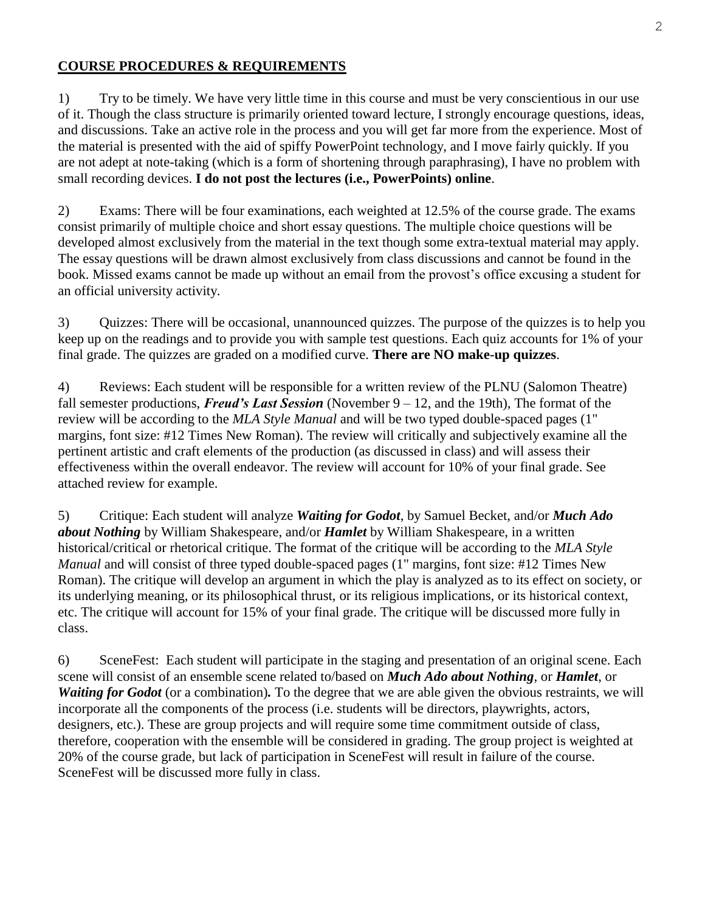**COURSE PROCEDURES & REQUIREMENTS**

1) Try to be timely. We have very little time in this course and must be very conscientious in our use of it. Though the class structure is primarily oriented toward lecture, I strongly encourage questions, ideas, and discussions. Take an active role in the process and you will get far more from the experience. Most of the material is presented with the aid of spiffy PowerPoint technology, and I move fairly quickly. If you are not adept at note-taking (which is a form of shortening through paraphrasing), I have no problem with small recording devices. **I do not post the lectures (i.e., PowerPoints) online**.

2) Exams: There will be four examinations, each weighted at 12.5% of the course grade. The exams consist primarily of multiple choice and short essay questions. The multiple choice questions will be developed almost exclusively from the material in the text though some extra-textual material may apply. The essay questions will be drawn almost exclusively from class discussions and cannot be found in the book. Missed exams cannot be made up without an email from the provost's office excusing a student for an official university activity.

3) Quizzes: There will be occasional, unannounced quizzes. The purpose of the quizzes is to help you keep up on the readings and to provide you with sample test questions. Each quiz accounts for 1% of your final grade. The quizzes are graded on a modified curve. **There are NO make-up quizzes**.

4) Reviews: Each student will be responsible for a written review of the PLNU (Salomon Theatre) fall semester productions, ***Freud's Last Session*** (November 9 – 12, and the 19th), The format of the review will be according to the *MLA Style Manual* and will be two typed double-spaced pages (1" margins, font size: #12 Times New Roman). The review will critically and subjectively examine all the pertinent artistic and craft elements of the production (as discussed in class) and will assess their effectiveness within the overall endeavor. The review will account for 10% of your final grade. See attached review for example.

5) Critique: Each student will analyze ***Waiting for Godot***, by Samuel Becket, and/or ***Much Ado about Nothing*** by William Shakespeare, and/or ***Hamlet*** by William Shakespeare, in a written historical/critical or rhetorical critique. The format of the critique will be according to the *MLA Style Manual* and will consist of three typed double-spaced pages (1" margins, font size: #12 Times New Roman). The critique will develop an argument in which the play is analyzed as to its effect on society, or its underlying meaning, or its philosophical thrust, or its religious implications, or its historical context, etc. The critique will account for 15% of your final grade. The critique will be discussed more fully in class.

6) SceneFest: Each student will participate in the staging and presentation of an original scene. Each scene will consist of an ensemble scene related to/based on ***Much Ado about Nothing***, or ***Hamlet***, or ***Waiting for Godot*** (or a combination)**.** To the degree that we are able given the obvious restraints, we will incorporate all the components of the process (i.e. students will be directors, playwrights, actors, designers, etc.). These are group projects and will require some time commitment outside of class, therefore, cooperation with the ensemble will be considered in grading. The group project is weighted at 20% of the course grade, but lack of participation in SceneFest will result in failure of the course. SceneFest will be discussed more fully in class.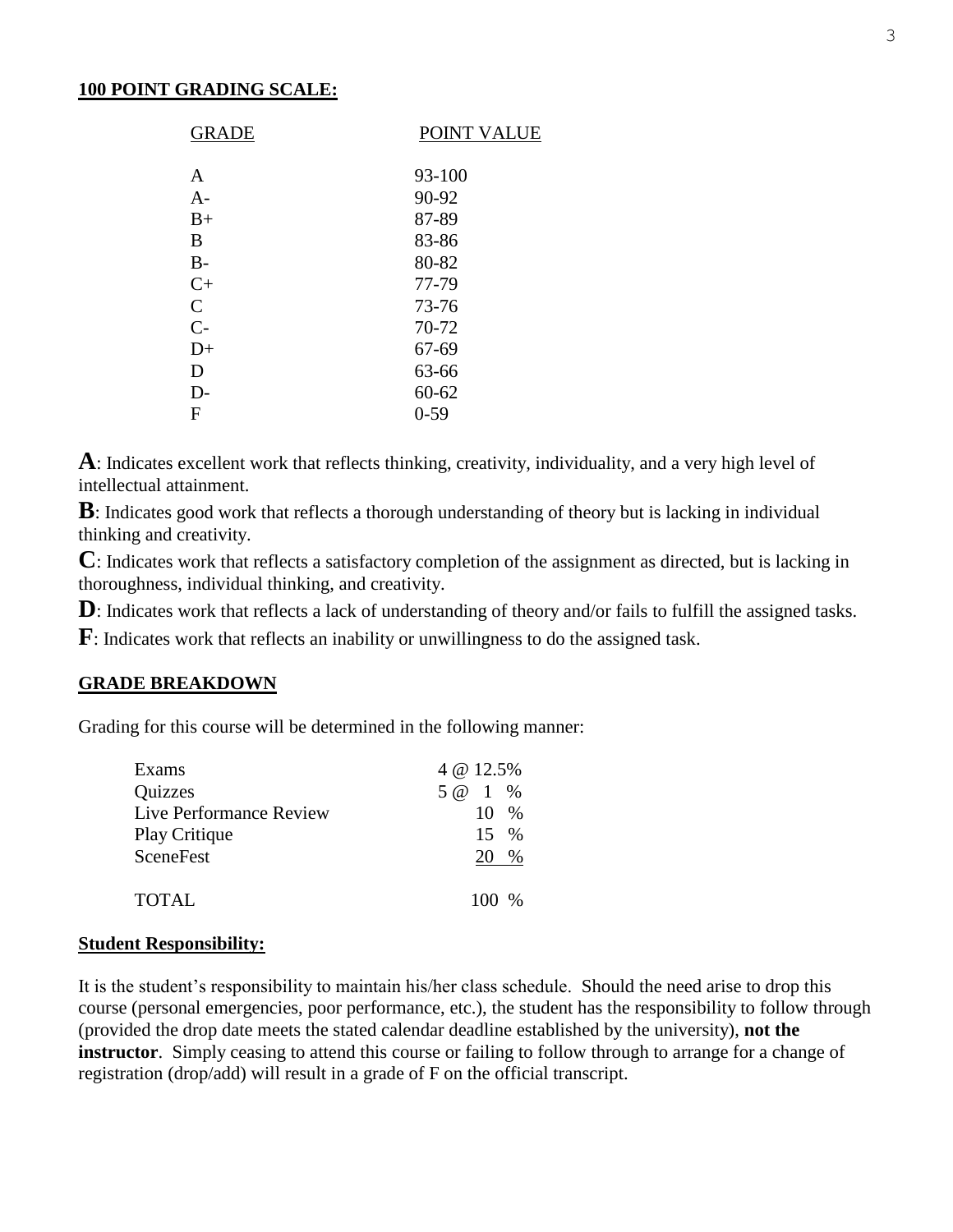## 100 POINT GRADING SCALE:

| GRADE | POINT VALUE |
|---|---|
| A | 93-100 |
| A- | 90-92 |
| B+ | 87-89 |
| B | 83-86 |
| B- | 80-82 |
| C+ | 77-79 |
| C | 73-76 |
| C- | 70-72 |
| D+ | 67-69 |
| D | 63-66 |
| D- | 60-62 |
| F | 0-59 |

**A**: Indicates excellent work that reflects thinking, creativity, individuality, and a very high level of intellectual attainment.

**B**: Indicates good work that reflects a thorough understanding of theory but is lacking in individual thinking and creativity.

**C**: Indicates work that reflects a satisfactory completion of the assignment as directed, but is lacking in thoroughness, individual thinking, and creativity.

**D**: Indicates work that reflects a lack of understanding of theory and/or fails to fulfill the assigned tasks.

**F**: Indicates work that reflects an inability or unwillingness to do the assigned task.

## GRADE BREAKDOWN

Grading for this course will be determined in the following manner:

| | |
|---|---|
| Exams | 4 @ 12.5% |
| Quizzes | 5 @ 1 % |
| Live Performance Review | 10 % |
| Play Critique | 15 % |
| SceneFest | 20 % |
| TOTAL | 100 % |

## Student Responsibility:

It is the student's responsibility to maintain his/her class schedule. Should the need arise to drop this course (personal emergencies, poor performance, etc.), the student has the responsibility to follow through (provided the drop date meets the stated calendar deadline established by the university), **not the instructor**. Simply ceasing to attend this course or failing to follow through to arrange for a change of registration (drop/add) will result in a grade of F on the official transcript.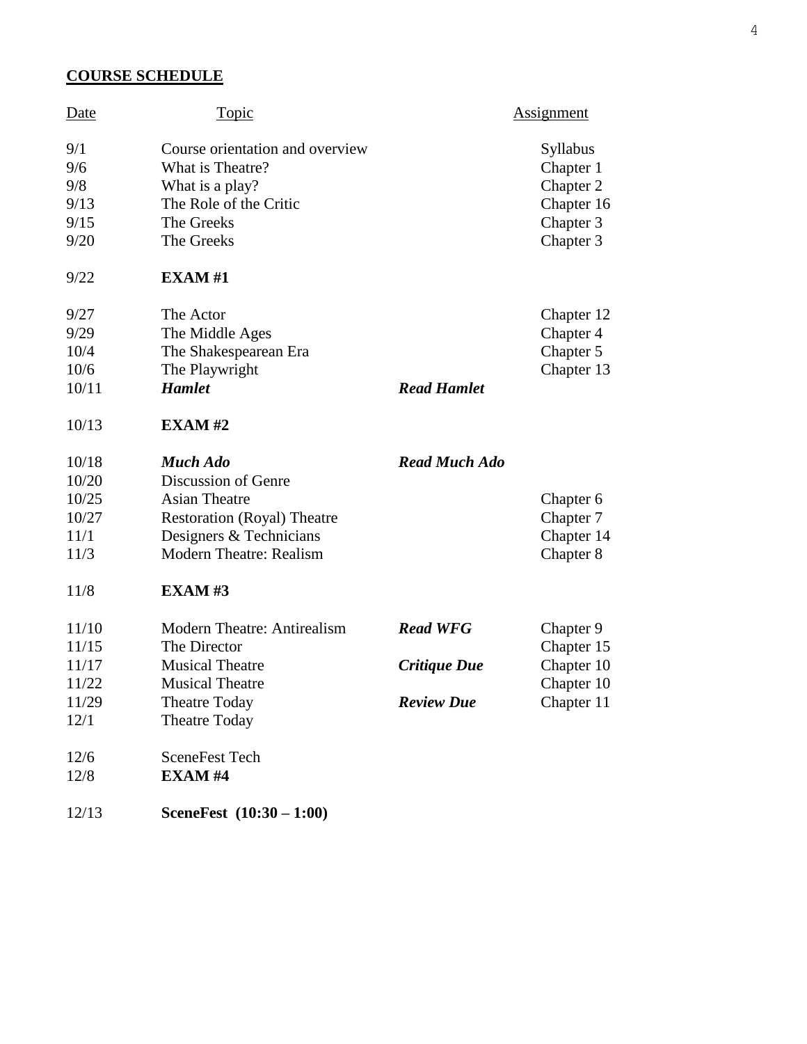## COURSE SCHEDULE

| Date | Topic | | Assignment |
|---|---|---|---|
| 9/1 | Course orientation and overview | | Syllabus |
| 9/6 | What is Theatre? | | Chapter 1 |
| 9/8 | What is a play? | | Chapter 2 |
| 9/13 | The Role of the Critic | | Chapter 16 |
| 9/15 | The Greeks | | Chapter 3 |
| 9/20 | The Greeks | | Chapter 3 |
| 9/22 | **EXAM #1** | | |
| 9/27 | The Actor | | Chapter 12 |
| 9/29 | The Middle Ages | | Chapter 4 |
| 10/4 | The Shakespearean Era | | Chapter 5 |
| 10/6 | The Playwright | | Chapter 13 |
| 10/11 | ***Hamlet*** | ***Read Hamlet*** | |
| 10/13 | **EXAM #2** | | |
| 10/18 | ***Much Ado*** | ***Read Much Ado*** | |
| 10/20 | Discussion of Genre | | |
| 10/25 | Asian Theatre | | Chapter 6 |
| 10/27 | Restoration (Royal) Theatre | | Chapter 7 |
| 11/1 | Designers & Technicians | | Chapter 14 |
| 11/3 | Modern Theatre: Realism | | Chapter 8 |
| 11/8 | **EXAM #3** | | |
| 11/10 | Modern Theatre: Antirealism | ***Read WFG*** | Chapter 9 |
| 11/15 | The Director | | Chapter 15 |
| 11/17 | Musical Theatre | ***Critique Due*** | Chapter 10 |
| 11/22 | Musical Theatre | | Chapter 10 |
| 11/29 | Theatre Today | ***Review Due*** | Chapter 11 |
| 12/1 | Theatre Today | | |
| 12/6 | SceneFest Tech | | |
| 12/8 | **EXAM #4** | | |
| 12/13 | **SceneFest (10:30 – 1:00)** | | |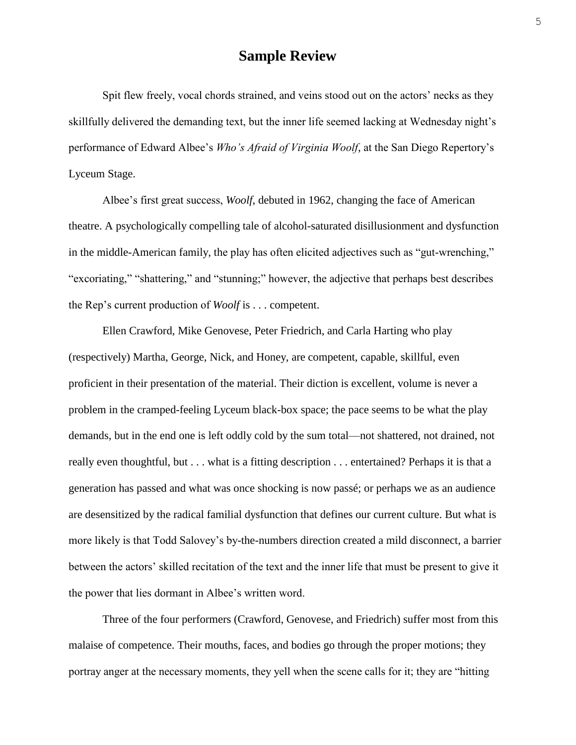# Sample Review

Spit flew freely, vocal chords strained, and veins stood out on the actors' necks as they skillfully delivered the demanding text, but the inner life seemed lacking at Wednesday night's performance of Edward Albee's *Who's Afraid of Virginia Woolf*, at the San Diego Repertory's Lyceum Stage.

Albee's first great success, *Woolf*, debuted in 1962, changing the face of American theatre. A psychologically compelling tale of alcohol-saturated disillusionment and dysfunction in the middle-American family, the play has often elicited adjectives such as "gut-wrenching," "excoriating," "shattering," and "stunning;" however, the adjective that perhaps best describes the Rep's current production of *Woolf* is . . . competent.

Ellen Crawford, Mike Genovese, Peter Friedrich, and Carla Harting who play (respectively) Martha, George, Nick, and Honey, are competent, capable, skillful, even proficient in their presentation of the material. Their diction is excellent, volume is never a problem in the cramped-feeling Lyceum black-box space; the pace seems to be what the play demands, but in the end one is left oddly cold by the sum total—not shattered, not drained, not really even thoughtful, but . . . what is a fitting description . . . entertained? Perhaps it is that a generation has passed and what was once shocking is now passé; or perhaps we as an audience are desensitized by the radical familial dysfunction that defines our current culture. But what is more likely is that Todd Salovey's by-the-numbers direction created a mild disconnect, a barrier between the actors' skilled recitation of the text and the inner life that must be present to give it the power that lies dormant in Albee's written word.

Three of the four performers (Crawford, Genovese, and Friedrich) suffer most from this malaise of competence. Their mouths, faces, and bodies go through the proper motions; they portray anger at the necessary moments, they yell when the scene calls for it; they are "hitting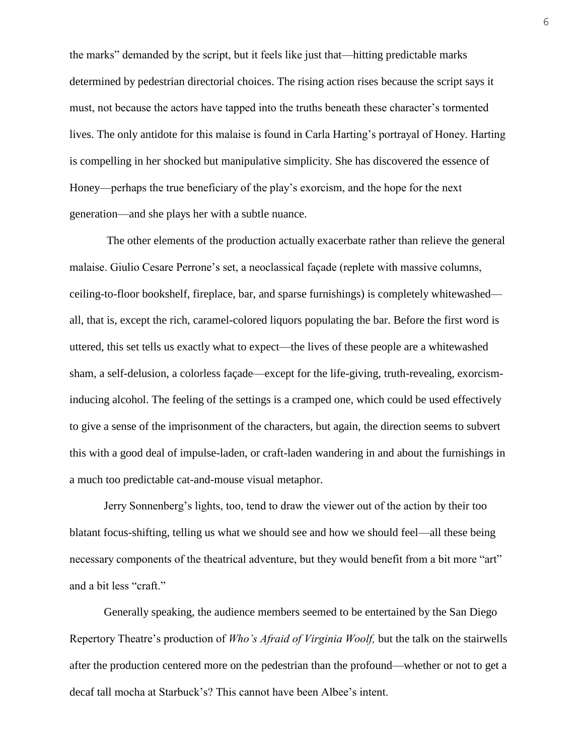the marks" demanded by the script, but it feels like just that—hitting predictable marks determined by pedestrian directorial choices. The rising action rises because the script says it must, not because the actors have tapped into the truths beneath these character's tormented lives. The only antidote for this malaise is found in Carla Harting's portrayal of Honey. Harting is compelling in her shocked but manipulative simplicity. She has discovered the essence of Honey—perhaps the true beneficiary of the play's exorcism, and the hope for the next generation—and she plays her with a subtle nuance.

The other elements of the production actually exacerbate rather than relieve the general malaise. Giulio Cesare Perrone's set, a neoclassical façade (replete with massive columns, ceiling-to-floor bookshelf, fireplace, bar, and sparse furnishings) is completely whitewashed—all, that is, except the rich, caramel-colored liquors populating the bar. Before the first word is uttered, this set tells us exactly what to expect—the lives of these people are a whitewashed sham, a self-delusion, a colorless façade—except for the life-giving, truth-revealing, exorcism-inducing alcohol. The feeling of the settings is a cramped one, which could be used effectively to give a sense of the imprisonment of the characters, but again, the direction seems to subvert this with a good deal of impulse-laden, or craft-laden wandering in and about the furnishings in a much too predictable cat-and-mouse visual metaphor.

Jerry Sonnenberg's lights, too, tend to draw the viewer out of the action by their too blatant focus-shifting, telling us what we should see and how we should feel—all these being necessary components of the theatrical adventure, but they would benefit from a bit more "art" and a bit less "craft."

Generally speaking, the audience members seemed to be entertained by the San Diego Repertory Theatre's production of *Who's Afraid of Virginia Woolf,* but the talk on the stairwells after the production centered more on the pedestrian than the profound—whether or not to get a decaf tall mocha at Starbuck's? This cannot have been Albee's intent.